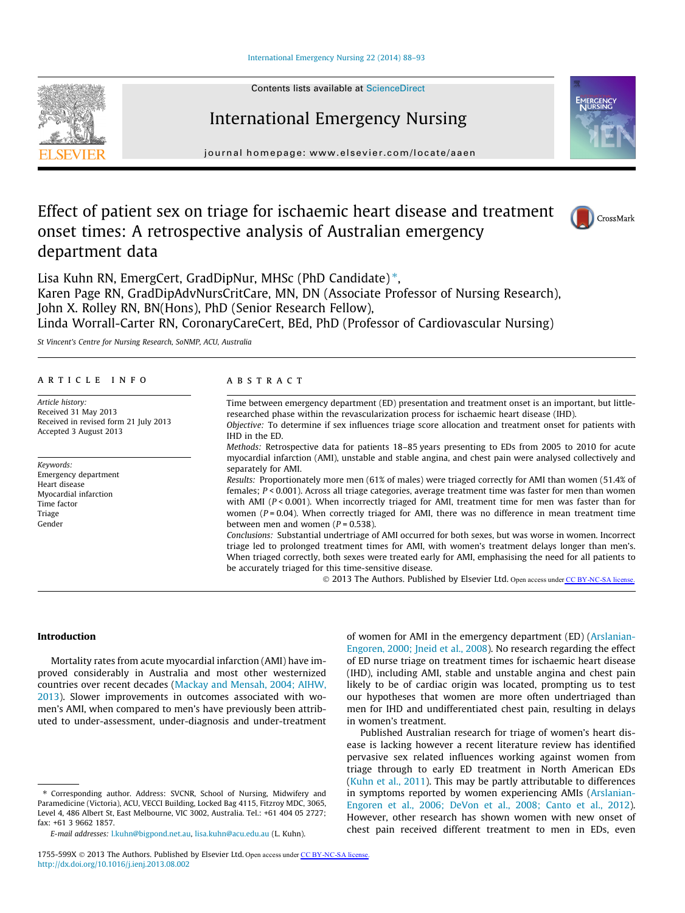# Effect of patient sex on triage for ischaemic heart disease and treatment onset times: A retrospective analysis of Australian emergency department data

Lisa Kuhn RN, EmergCert, GradDipNur, MHSc (PhD Candidate)*,
Karen Page RN, GradDipAdvNursCritCare, MN, DN (Associate Professor of Nursing Research),
John X. Rolley RN, BN(Hons), PhD (Senior Research Fellow),
Linda Worrall-Carter RN, CoronaryCareCert, BEd, PhD (Professor of Cardiovascular Nursing)

*St Vincent's Centre for Nursing Research, SoNMP, ACU, Australia*

## ARTICLE INFO

*Article history:*
Received 31 May 2013
Received in revised form 21 July 2013
Accepted 3 August 2013

*Keywords:*
Emergency department
Heart disease
Myocardial infarction
Time factor
Triage
Gender

## ABSTRACT

Time between emergency department (ED) presentation and treatment onset is an important, but little-researched phase within the revascularization process for ischaemic heart disease (IHD).

*Objective:* To determine if sex influences triage score allocation and treatment onset for patients with IHD in the ED.

*Methods:* Retrospective data for patients 18–85 years presenting to EDs from 2005 to 2010 for acute myocardial infarction (AMI), unstable and stable angina, and chest pain were analysed collectively and separately for AMI.

*Results:* Proportionately more men (61% of males) were triaged correctly for AMI than women (51.4% of females; $P < 0.001$). Across all triage categories, average treatment time was faster for men than women with AMI ($P < 0.001$). When incorrectly triaged for AMI, treatment time for men was faster than for women ($P = 0.04$). When correctly triaged for AMI, there was no difference in mean treatment time between men and women ($P = 0.538$).

*Conclusions:* Substantial undertriage of AMI occurred for both sexes, but was worse in women. Incorrect triage led to prolonged treatment times for AMI, with women's treatment delays longer than men's. When triaged correctly, both sexes were treated early for AMI, emphasising the need for all patients to be accurately triaged for this time-sensitive disease.

© 2013 The Authors. Published by Elsevier Ltd. Open access under CC BY-NC-SA license.

## Introduction

Mortality rates from acute myocardial infarction (AMI) have improved considerably in Australia and most other westernized countries over recent decades (Mackay and Mensah, 2004; AIHW, 2013). Slower improvements in outcomes associated with women's AMI, when compared to men's have previously been attributed to under-assessment, under-diagnosis and under-treatment of women for AMI in the emergency department (ED) (Arslanian-Engoren, 2000; Jneid et al., 2008). No research regarding the effect of ED nurse triage on treatment times for ischaemic heart disease (IHD), including AMI, stable and unstable angina and chest pain likely to be of cardiac origin was located, prompting us to test our hypotheses that women are more often undertriaged than men for IHD and undifferentiated chest pain, resulting in delays in women's treatment.

Published Australian research for triage of women's heart disease is lacking however a recent literature review has identified pervasive sex related influences working against women from triage through to early ED treatment in North American EDs (Kuhn et al., 2011). This may be partly attributable to differences in symptoms reported by women experiencing AMIs (Arslanian-Engoren et al., 2006; DeVon et al., 2008; Canto et al., 2012). However, other research has shown women with new onset of chest pain received different treatment to men in EDs, even

* Corresponding author. Address: SVCNR, School of Nursing, Midwifery and Paramedicine (Victoria), ACU, VECCI Building, Locked Bag 4115, Fitzroy MDC, 3065, Level 4, 486 Albert St, East Melbourne, VIC 3002, Australia. Tel.: +61 404 05 2727; fax: +61 3 9662 1857.

*E-mail addresses:* l.kuhn@bigpond.net.au, lisa.kuhn@acu.edu.au (L. Kuhn).

1755-599X © 2013 The Authors. Published by Elsevier Ltd. Open access under CC BY-NC-SA license.
http://dx.doi.org/10.1016/j.ienj.2013.08.002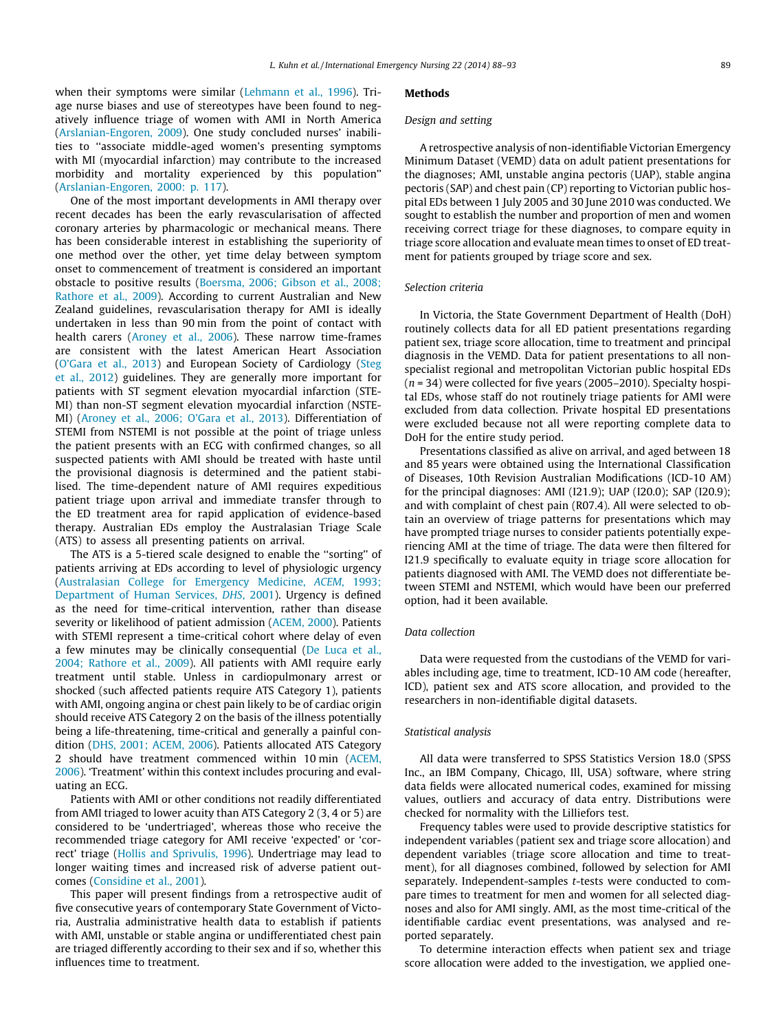when their symptoms were similar (Lehmann et al., 1996). Triage nurse biases and use of stereotypes have been found to negatively influence triage of women with AMI in North America (Arslanian-Engoren, 2009). One study concluded nurses' inabilities to "associate middle-aged women's presenting symptoms with MI (myocardial infarction) may contribute to the increased morbidity and mortality experienced by this population" (Arslanian-Engoren, 2000: p. 117).

One of the most important developments in AMI therapy over recent decades has been the early revascularisation of affected coronary arteries by pharmacologic or mechanical means. There has been considerable interest in establishing the superiority of one method over the other, yet time delay between symptom onset to commencement of treatment is considered an important obstacle to positive results (Boersma, 2006; Gibson et al., 2008; Rathore et al., 2009). According to current Australian and New Zealand guidelines, revascularisation therapy for AMI is ideally undertaken in less than 90 min from the point of contact with health carers (Aroney et al., 2006). These narrow time-frames are consistent with the latest American Heart Association (O'Gara et al., 2013) and European Society of Cardiology (Steg et al., 2012) guidelines. They are generally more important for patients with ST segment elevation myocardial infarction (STEMI) than non-ST segment elevation myocardial infarction (NSTEMI) (Aroney et al., 2006; O'Gara et al., 2013). Differentiation of STEMI from NSTEMI is not possible at the point of triage unless the patient presents with an ECG with confirmed changes, so all suspected patients with AMI should be treated with haste until the provisional diagnosis is determined and the patient stabilised. The time-dependent nature of AMI requires expeditious patient triage upon arrival and immediate transfer through to the ED treatment area for rapid application of evidence-based therapy. Australian EDs employ the Australasian Triage Scale (ATS) to assess all presenting patients on arrival.

The ATS is a 5-tiered scale designed to enable the "sorting" of patients arriving at EDs according to level of physiologic urgency (Australasian College for Emergency Medicine, *ACEM*, 1993; Department of Human Services, *DHS*, 2001). Urgency is defined as the need for time-critical intervention, rather than disease severity or likelihood of patient admission (ACEM, 2000). Patients with STEMI represent a time-critical cohort where delay of even a few minutes may be clinically consequential (De Luca et al., 2004; Rathore et al., 2009). All patients with AMI require early treatment until stable. Unless in cardiopulmonary arrest or shocked (such affected patients require ATS Category 1), patients with AMI, ongoing angina or chest pain likely to be of cardiac origin should receive ATS Category 2 on the basis of the illness potentially being a life-threatening, time-critical and generally a painful condition (DHS, 2001; ACEM, 2006). Patients allocated ATS Category 2 should have treatment commenced within 10 min (ACEM, 2006). 'Treatment' within this context includes procuring and evaluating an ECG.

Patients with AMI or other conditions not readily differentiated from AMI triaged to lower acuity than ATS Category 2 (3, 4 or 5) are considered to be 'undertriaged', whereas those who receive the recommended triage category for AMI receive 'expected' or 'correct' triage (Hollis and Sprivulis, 1996). Undertriage may lead to longer waiting times and increased risk of adverse patient outcomes (Considine et al., 2001).

This paper will present findings from a retrospective audit of five consecutive years of contemporary State Government of Victoria, Australia administrative health data to establish if patients with AMI, unstable or stable angina or undifferentiated chest pain are triaged differently according to their sex and if so, whether this influences time to treatment.

## Methods

### *Design and setting*

A retrospective analysis of non-identifiable Victorian Emergency Minimum Dataset (VEMD) data on adult patient presentations for the diagnoses; AMI, unstable angina pectoris (UAP), stable angina pectoris (SAP) and chest pain (CP) reporting to Victorian public hospital EDs between 1 July 2005 and 30 June 2010 was conducted. We sought to establish the number and proportion of men and women receiving correct triage for these diagnoses, to compare equity in triage score allocation and evaluate mean times to onset of ED treatment for patients grouped by triage score and sex.

### *Selection criteria*

In Victoria, the State Government Department of Health (DoH) routinely collects data for all ED patient presentations regarding patient sex, triage score allocation, time to treatment and principal diagnosis in the VEMD. Data for patient presentations to all non-specialist regional and metropolitan Victorian public hospital EDs ($n = 34$) were collected for five years (2005–2010). Specialty hospital EDs, whose staff do not routinely triage patients for AMI were excluded from data collection. Private hospital ED presentations were excluded because not all were reporting complete data to DoH for the entire study period.

Presentations classified as alive on arrival, and aged between 18 and 85 years were obtained using the International Classification of Diseases, 10th Revision Australian Modifications (ICD-10 AM) for the principal diagnoses: AMI (I21.9); UAP (I20.0); SAP (I20.9); and with complaint of chest pain (R07.4). All were selected to obtain an overview of triage patterns for presentations which may have prompted triage nurses to consider patients potentially experiencing AMI at the time of triage. The data were then filtered for I21.9 specifically to evaluate equity in triage score allocation for patients diagnosed with AMI. The VEMD does not differentiate between STEMI and NSTEMI, which would have been our preferred option, had it been available.

### *Data collection*

Data were requested from the custodians of the VEMD for variables including age, time to treatment, ICD-10 AM code (hereafter, ICD), patient sex and ATS score allocation, and provided to the researchers in non-identifiable digital datasets.

### *Statistical analysis*

All data were transferred to SPSS Statistics Version 18.0 (SPSS Inc., an IBM Company, Chicago, Ill, USA) software, where string data fields were allocated numerical codes, examined for missing values, outliers and accuracy of data entry. Distributions were checked for normality with the Lilliefors test.

Frequency tables were used to provide descriptive statistics for independent variables (patient sex and triage score allocation) and dependent variables (triage score allocation and time to treatment), for all diagnoses combined, followed by selection for AMI separately. Independent-samples *t*-tests were conducted to compare times to treatment for men and women for all selected diagnoses and also for AMI singly. AMI, as the most time-critical of the identifiable cardiac event presentations, was analysed and reported separately.

To determine interaction effects when patient sex and triage score allocation were added to the investigation, we applied one-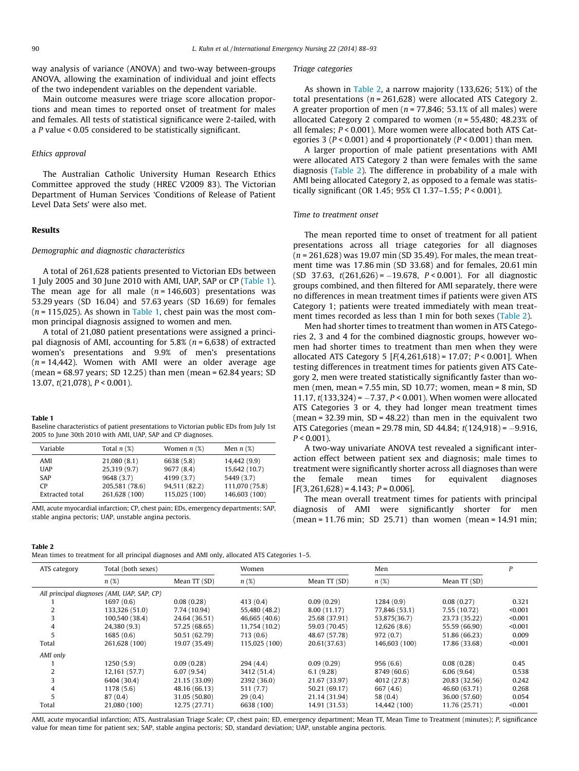way analysis of variance (ANOVA) and two-way between-groups ANOVA, allowing the examination of individual and joint effects of the two independent variables on the dependent variable.

Main outcome measures were triage score allocation proportions and mean times to reported onset of treatment for males and females. All tests of statistical significance were 2-tailed, with a $P$ value < 0.05 considered to be statistically significant.

### *Ethics approval*

The Australian Catholic University Human Research Ethics Committee approved the study (HREC V2009 83). The Victorian Department of Human Services 'Conditions of Release of Patient Level Data Sets' were also met.

## Results

### *Demographic and diagnostic characteristics*

A total of 261,628 patients presented to Victorian EDs between 1 July 2005 and 30 June 2010 with AMI, UAP, SAP or CP (Table 1). The mean age for all male ($n$ = 146,603) presentations was 53.29 years (SD 16.04) and 57.63 years (SD 16.69) for females ($n$ = 115,025). As shown in Table 1, chest pain was the most common principal diagnosis assigned to women and men.

A total of 21,080 patient presentations were assigned a principal diagnosis of AMI, accounting for 5.8% ($n$ = 6,638) of extracted women's presentations and 9.9% of men's presentations ($n$ = 14,442). Women with AMI were an older average age (mean = 68.97 years; SD 12.25) than men (mean = 62.84 years; SD 13.07, $t(21{,}078)$, $P$ < 0.001).

**Table 1**
Baseline characteristics of patient presentations to Victorian public EDs from July 1st 2005 to June 30th 2010 with AMI, UAP, SAP and CP diagnoses.

| Variable | Total $n$ (%) | Women $n$ (%) | Men $n$ (%) |
|---|---|---|---|
| AMI | 21,080 (8.1) | 6638 (5.8) | 14,442 (9.9) |
| UAP | 25,319 (9.7) | 9677 (8.4) | 15,642 (10.7) |
| SAP | 9648 (3.7) | 4199 (3.7) | 5449 (3.7) |
| CP | 205,581 (78.6) | 94,511 (82.2) | 111,070 (75.8) |
| Extracted total | 261,628 (100) | 115,025 (100) | 146,603 (100) |

AMI, acute myocardial infarction; CP, chest pain; EDs, emergency departments; SAP, stable angina pectoris; UAP, unstable angina pectoris.

### *Triage categories*

As shown in Table 2, a narrow majority (133,626; 51%) of the total presentations ($n$ = 261,628) were allocated ATS Category 2. A greater proportion of men ($n$ = 77,846; 53.1% of all males) were allocated Category 2 compared to women ($n$ = 55,480; 48.23% of all females; $P$ < 0.001). More women were allocated both ATS Categories 3 ($P$ < 0.001) and 4 proportionately ($P$ < 0.001) than men.

A larger proportion of male patient presentations with AMI were allocated ATS Category 2 than were females with the same diagnosis (Table 2). The difference in probability of a male with AMI being allocated Category 2, as opposed to a female was statistically significant (OR 1.45; 95% CI 1.37–1.55; $P$ < 0.001).

### *Time to treatment onset*

The mean reported time to onset of treatment for all patient presentations across all triage categories for all diagnoses ($n$ = 261,628) was 19.07 min (SD 35.49). For males, the mean treatment time was 17.86 min (SD 33.68) and for females, 20.61 min (SD 37.63, $t(261{,}626) = -19.678$, $P$ < 0.001). For all diagnostic groups combined, and then filtered for AMI separately, there were no differences in mean treatment times if patients were given ATS Category 1; patients were treated immediately with mean treatment times recorded as less than 1 min for both sexes (Table 2).

Men had shorter times to treatment than women in ATS Categories 2, 3 and 4 for the combined diagnostic groups, however women had shorter times to treatment than men when they were allocated ATS Category 5 [$F(4{,}261{,}618) = 17.07$; $P$ < 0.001]. When testing differences in treatment times for patients given ATS Category 2, men were treated statistically significantly faster than women (men, mean = 7.55 min, SD 10.77; women, mean = 8 min, SD 11.17, $t(133{,}324) = -7.37$, $P$ < 0.001). When women were allocated ATS Categories 3 or 4, they had longer mean treatment times (mean = 32.39 min, SD = 48.22) than men in the equivalent two ATS Categories (mean = 29.78 min, SD 44.84; $t(124{,}918) = -9.916$, $P$ < 0.001).

A two-way univariate ANOVA test revealed a significant interaction effect between patient sex and diagnosis; male times to treatment were significantly shorter across all diagnoses than were the female mean times for equivalent diagnoses [$F(3{,}261{,}628) = 4.143$; $P$ = 0.006].

The mean overall treatment times for patients with principal diagnosis of AMI were significantly shorter for men (mean = 11.76 min; SD 25.71) than women (mean = 14.91 min;

**Table 2**
Mean times to treatment for all principal diagnoses and AMI only, allocated ATS Categories 1–5.

| ATS category | Total (both sexes) | | Women | | Men | | $P$ |
|---|---|---|---|---|---|---|---|
| | $n$ (%) | Mean TT (SD) | $n$ (%) | Mean TT (SD) | $n$ (%) | Mean TT (SD) | |
| *All principal diagnoses (AMI, UAP, SAP, CP)* | | | | | | | |
| 1 | 1697 (0.6) | 0.08 (0.28) | 413 (0.4) | 0.09 (0.29) | 1284 (0.9) | 0.08 (0.27) | 0.321 |
| 2 | 133,326 (51.0) | 7.74 (10.94) | 55,480 (48.2) | 8.00 (11.17) | 77,846 (53.1) | 7.55 (10.72) | <0.001 |
| 3 | 100,540 (38.4) | 24.64 (36.51) | 46,665 (40.6) | 25.68 (37.91) | 53,875(36.7) | 23.73 (35.22) | <0.001 |
| 4 | 24,380 (9.3) | 57.25 (68.65) | 11,754 (10.2) | 59.03 (70.45) | 12,626 (8.6) | 55.59 (66.90) | <0.001 |
| 5 | 1685 (0.6) | 50.51 (62.79) | 713 (0.6) | 48.67 (57.78) | 972 (0.7) | 51.86 (66.23) | 0.009 |
| Total | 261,628 (100) | 19.07 (35.49) | 115,025 (100) | 20.61(37.63) | 146,603 (100) | 17.86 (33.68) | <0.001 |
| *AMI only* | | | | | | | |
| 1 | 1250 (5.9) | 0.09 (0.28) | 294 (4.4) | 0.09 (0.29) | 956 (6.6) | 0.08 (0.28) | 0.45 |
| 2 | 12,161 (57.7) | 6.07 (9.54) | 3412 (51.4) | 6.1 (9.28) | 8749 (60.6) | 6.06 (9.64) | 0.538 |
| 3 | 6404 (30.4) | 21.15 (33.09) | 2392 (36.0) | 21.67 (33.97) | 4012 (27.8) | 20.83 (32.56) | 0.242 |
| 4 | 1178 (5.6) | 48.16 (66.13) | 511 (7.7) | 50.21 (69.17) | 667 (4.6) | 46.60 (63.71) | 0.268 |
| 5 | 87 (0.4) | 31.05 (50.80) | 29 (0.4) | 21.14 (31.94) | 58 (0.4) | 36.00 (57.60) | 0.054 |
| Total | 21,080 (100) | 12.75 (27.71) | 6638 (100) | 14.91 (31.53) | 14,442 (100) | 11.76 (25.71) | <0.001 |

AMI, acute myocardial infarction; ATS, Australasian Triage Scale; CP, chest pain; ED, emergency department; Mean TT, Mean Time to Treatment (minutes); $P$, significance value for mean time for patient sex; SAP, stable angina pectoris; SD, standard deviation; UAP, unstable angina pectoris.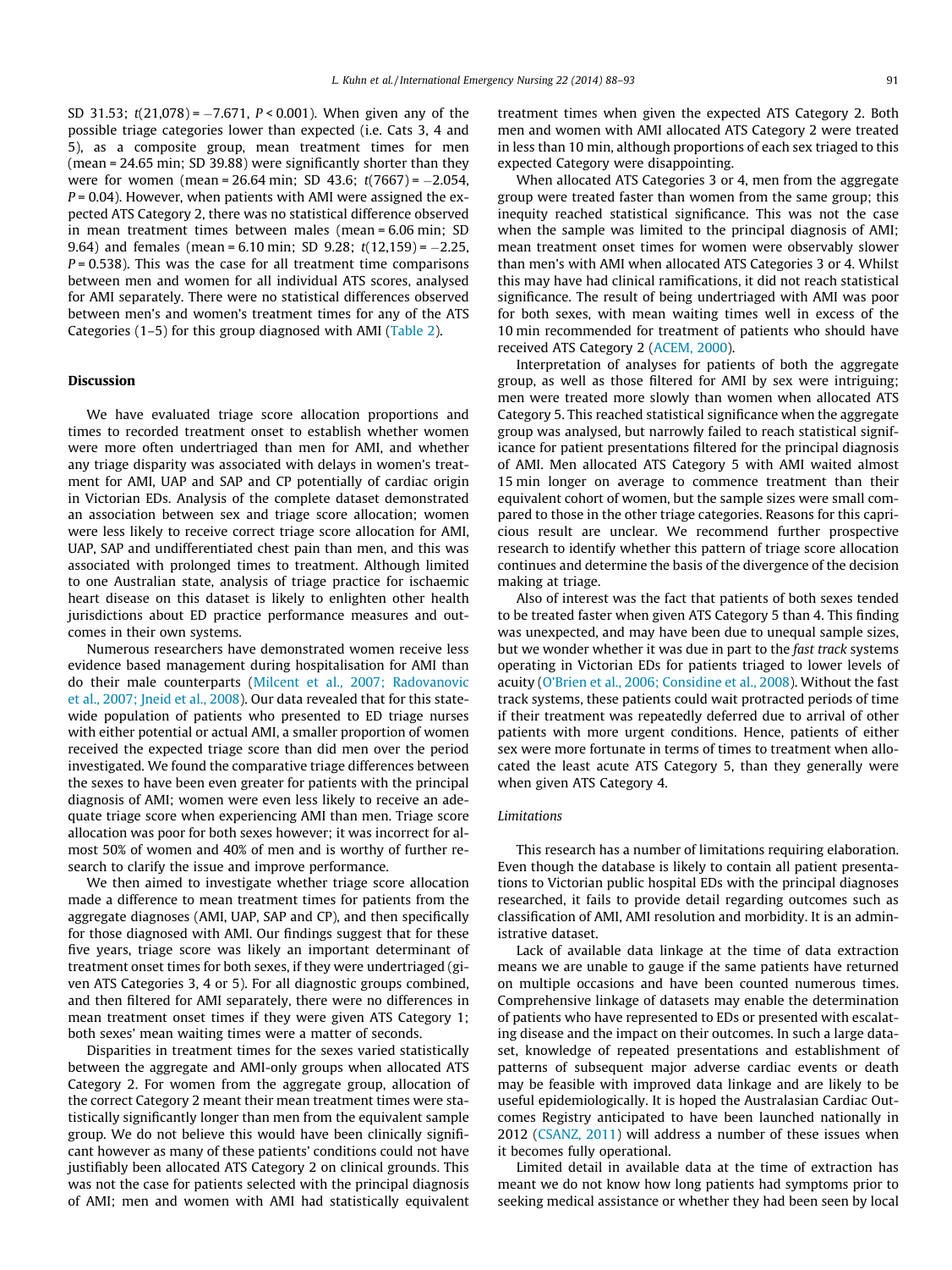SD 31.53; $t(21,078) = -7.671$, $P < 0.001$). When given any of the possible triage categories lower than expected (i.e. Cats 3, 4 and 5), as a composite group, mean treatment times for men (mean = 24.65 min; SD 39.88) were significantly shorter than they were for women (mean = 26.64 min; SD 43.6; $t(7667) = -2.054$, $P = 0.04$). However, when patients with AMI were assigned the expected ATS Category 2, there was no statistical difference observed in mean treatment times between males (mean = 6.06 min; SD 9.64) and females (mean = 6.10 min; SD 9.28; $t(12,159) = -2.25$, $P = 0.538$). This was the case for all treatment time comparisons between men and women for all individual ATS scores, analysed for AMI separately. There were no statistical differences observed between men's and women's treatment times for any of the ATS Categories (1–5) for this group diagnosed with AMI (Table 2).

## Discussion

We have evaluated triage score allocation proportions and times to recorded treatment onset to establish whether women were more often undertriaged than men for AMI, and whether any triage disparity was associated with delays in women's treatment for AMI, UAP and SAP and CP potentially of cardiac origin in Victorian EDs. Analysis of the complete dataset demonstrated an association between sex and triage score allocation; women were less likely to receive correct triage score allocation for AMI, UAP, SAP and undifferentiated chest pain than men, and this was associated with prolonged times to treatment. Although limited to one Australian state, analysis of triage practice for ischaemic heart disease on this dataset is likely to enlighten other health jurisdictions about ED practice performance measures and outcomes in their own systems.

Numerous researchers have demonstrated women receive less evidence based management during hospitalisation for AMI than do their male counterparts (Milcent et al., 2007; Radovanovic et al., 2007; Jneid et al., 2008). Our data revealed that for this statewide population of patients who presented to ED triage nurses with either potential or actual AMI, a smaller proportion of women received the expected triage score than did men over the period investigated. We found the comparative triage differences between the sexes to have been even greater for patients with the principal diagnosis of AMI; women were even less likely to receive an adequate triage score when experiencing AMI than men. Triage score allocation was poor for both sexes however; it was incorrect for almost 50% of women and 40% of men and is worthy of further research to clarify the issue and improve performance.

We then aimed to investigate whether triage score allocation made a difference to mean treatment times for patients from the aggregate diagnoses (AMI, UAP, SAP and CP), and then specifically for those diagnosed with AMI. Our findings suggest that for these five years, triage score was likely an important determinant of treatment onset times for both sexes, if they were undertriaged (given ATS Categories 3, 4 or 5). For all diagnostic groups combined, and then filtered for AMI separately, there were no differences in mean treatment onset times if they were given ATS Category 1; both sexes' mean waiting times were a matter of seconds.

Disparities in treatment times for the sexes varied statistically between the aggregate and AMI-only groups when allocated ATS Category 2. For women from the aggregate group, allocation of the correct Category 2 meant their mean treatment times were statistically significantly longer than men from the equivalent sample group. We do not believe this would have been clinically significant however as many of these patients' conditions could not have justifiably been allocated ATS Category 2 on clinical grounds. This was not the case for patients selected with the principal diagnosis of AMI; men and women with AMI had statistically equivalent treatment times when given the expected ATS Category 2. Both men and women with AMI allocated ATS Category 2 were treated in less than 10 min, although proportions of each sex triaged to this expected Category were disappointing.

When allocated ATS Categories 3 or 4, men from the aggregate group were treated faster than women from the same group; this inequity reached statistical significance. This was not the case when the sample was limited to the principal diagnosis of AMI; mean treatment onset times for women were observably slower than men's with AMI when allocated ATS Categories 3 or 4. Whilst this may have had clinical ramifications, it did not reach statistical significance. The result of being undertriaged with AMI was poor for both sexes, with mean waiting times well in excess of the 10 min recommended for treatment of patients who should have received ATS Category 2 (ACEM, 2000).

Interpretation of analyses for patients of both the aggregate group, as well as those filtered for AMI by sex were intriguing; men were treated more slowly than women when allocated ATS Category 5. This reached statistical significance when the aggregate group was analysed, but narrowly failed to reach statistical significance for patient presentations filtered for the principal diagnosis of AMI. Men allocated ATS Category 5 with AMI waited almost 15 min longer on average to commence treatment than their equivalent cohort of women, but the sample sizes were small compared to those in the other triage categories. Reasons for this capricious result are unclear. We recommend further prospective research to identify whether this pattern of triage score allocation continues and determine the basis of the divergence of the decision making at triage.

Also of interest was the fact that patients of both sexes tended to be treated faster when given ATS Category 5 than 4. This finding was unexpected, and may have been due to unequal sample sizes, but we wonder whether it was due in part to the *fast track* systems operating in Victorian EDs for patients triaged to lower levels of acuity (O'Brien et al., 2006; Considine et al., 2008). Without the fast track systems, these patients could wait protracted periods of time if their treatment was repeatedly deferred due to arrival of other patients with more urgent conditions. Hence, patients of either sex were more fortunate in terms of times to treatment when allocated the least acute ATS Category 5, than they generally were when given ATS Category 4.

### *Limitations*

This research has a number of limitations requiring elaboration. Even though the database is likely to contain all patient presentations to Victorian public hospital EDs with the principal diagnoses researched, it fails to provide detail regarding outcomes such as classification of AMI, AMI resolution and morbidity. It is an administrative dataset.

Lack of available data linkage at the time of data extraction means we are unable to gauge if the same patients have returned on multiple occasions and have been counted numerous times. Comprehensive linkage of datasets may enable the determination of patients who have represented to EDs or presented with escalating disease and the impact on their outcomes. In such a large dataset, knowledge of repeated presentations and establishment of patterns of subsequent major adverse cardiac events or death may be feasible with improved data linkage and are likely to be useful epidemiologically. It is hoped the Australasian Cardiac Outcomes Registry anticipated to have been launched nationally in 2012 (CSANZ, 2011) will address a number of these issues when it becomes fully operational.

Limited detail in available data at the time of extraction has meant we do not know how long patients had symptoms prior to seeking medical assistance or whether they had been seen by local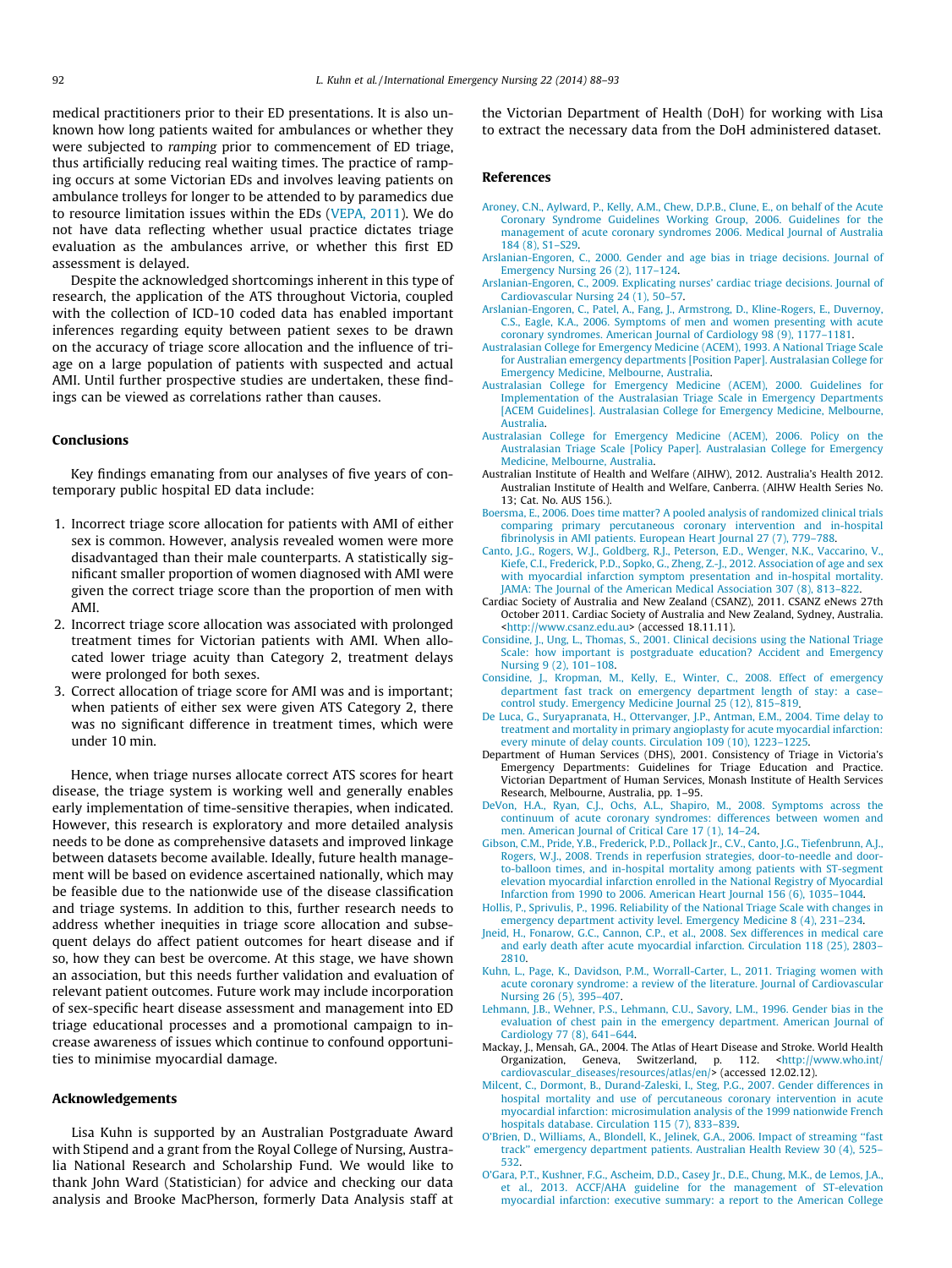medical practitioners prior to their ED presentations. It is also unknown how long patients waited for ambulances or whether they were subjected to *ramping* prior to commencement of ED triage, thus artificially reducing real waiting times. The practice of ramping occurs at some Victorian EDs and involves leaving patients on ambulance trolleys for longer to be attended to by paramedics due to resource limitation issues within the EDs (VEPA, 2011). We do not have data reflecting whether usual practice dictates triage evaluation as the ambulances arrive, or whether this first ED assessment is delayed.

Despite the acknowledged shortcomings inherent in this type of research, the application of the ATS throughout Victoria, coupled with the collection of ICD-10 coded data has enabled important inferences regarding equity between patient sexes to be drawn on the accuracy of triage score allocation and the influence of triage on a large population of patients with suspected and actual AMI. Until further prospective studies are undertaken, these findings can be viewed as correlations rather than causes.

## Conclusions

Key findings emanating from our analyses of five years of contemporary public hospital ED data include:

1. Incorrect triage score allocation for patients with AMI of either sex is common. However, analysis revealed women were more disadvantaged than their male counterparts. A statistically significant smaller proportion of women diagnosed with AMI were given the correct triage score than the proportion of men with AMI.
2. Incorrect triage score allocation was associated with prolonged treatment times for Victorian patients with AMI. When allocated lower triage acuity than Category 2, treatment delays were prolonged for both sexes.
3. Correct allocation of triage score for AMI was and is important; when patients of either sex were given ATS Category 2, there was no significant difference in treatment times, which were under 10 min.

Hence, when triage nurses allocate correct ATS scores for heart disease, the triage system is working well and generally enables early implementation of time-sensitive therapies, when indicated. However, this research is exploratory and more detailed analysis needs to be done as comprehensive datasets and improved linkage between datasets become available. Ideally, future health management will be based on evidence ascertained nationally, which may be feasible due to the nationwide use of the disease classification and triage systems. In addition to this, further research needs to address whether inequities in triage score allocation and subsequent delays do affect patient outcomes for heart disease and if so, how they can best be overcome. At this stage, we have shown an association, but this needs further validation and evaluation of relevant patient outcomes. Future work may include incorporation of sex-specific heart disease assessment and management into ED triage educational processes and a promotional campaign to increase awareness of issues which continue to confound opportunities to minimise myocardial damage.

## Acknowledgements

Lisa Kuhn is supported by an Australian Postgraduate Award with Stipend and a grant from the Royal College of Nursing, Australia National Research and Scholarship Fund. We would like to thank John Ward (Statistician) for advice and checking our data analysis and Brooke MacPherson, formerly Data Analysis staff at the Victorian Department of Health (DoH) for working with Lisa to extract the necessary data from the DoH administered dataset.

## References

Aroney, C.N., Aylward, P., Kelly, A.M., Chew, D.P.B., Clune, E., on behalf of the Acute Coronary Syndrome Guidelines Working Group, 2006. Guidelines for the management of acute coronary syndromes 2006. Medical Journal of Australia 184 (8), S1–S29.

Arslanian-Engoren, C., 2000. Gender and age bias in triage decisions. Journal of Emergency Nursing 26 (2), 117–124.

Arslanian-Engoren, C., 2009. Explicating nurses' cardiac triage decisions. Journal of Cardiovascular Nursing 24 (1), 50–57.

Arslanian-Engoren, C., Patel, A., Fang, J., Armstrong, D., Kline-Rogers, E., Duvernoy, C.S., Eagle, K.A., 2006. Symptoms of men and women presenting with acute coronary syndromes. American Journal of Cardiology 98 (9), 1177–1181.

Australasian College for Emergency Medicine (ACEM), 1993. A National Triage Scale for Australian emergency departments [Position Paper]. Australasian College for Emergency Medicine, Melbourne, Australia.

Australasian College for Emergency Medicine (ACEM), 2000. Guidelines for Implementation of the Australasian Triage Scale in Emergency Departments [ACEM Guidelines]. Australasian College for Emergency Medicine, Melbourne, Australia.

Australasian College for Emergency Medicine (ACEM), 2006. Policy on the Australasian Triage Scale [Policy Paper]. Australasian College for Emergency Medicine, Melbourne, Australia.

Australian Institute of Health and Welfare (AIHW), 2012. Australia's Health 2012. Australian Institute of Health and Welfare, Canberra. (AIHW Health Series No. 13; Cat. No. AUS 156.).

Boersma, E., 2006. Does time matter? A pooled analysis of randomized clinical trials comparing primary percutaneous coronary intervention and in-hospital fibrinolysis in AMI patients. European Heart Journal 27 (7), 779–788.

Canto, J.G., Rogers, W.J., Goldberg, R.J., Peterson, E.D., Wenger, N.K., Vaccarino, V., Kiefe, C.I., Frederick, P.D., Sopko, G., Zheng, Z.-J., 2012. Association of age and sex with myocardial infarction symptom presentation and in-hospital mortality. JAMA: The Journal of the American Medical Association 307 (8), 813–822.

Cardiac Society of Australia and New Zealand (CSANZ), 2011. CSANZ eNews 27th October 2011. Cardiac Society of Australia and New Zealand, Sydney, Australia. <http://www.csanz.edu.au> (accessed 18.11.11).

Considine, J., Ung, L., Thomas, S., 2001. Clinical decisions using the National Triage Scale: how important is postgraduate education? Accident and Emergency Nursing 9 (2), 101–108.

Considine, J., Kropman, M., Kelly, E., Winter, C., 2008. Effect of emergency department fast track on emergency department length of stay: a case–control study. Emergency Medicine Journal 25 (12), 815–819.

De Luca, G., Suryapranata, H., Ottervanger, J.P., Antman, E.M., 2004. Time delay to treatment and mortality in primary angioplasty for acute myocardial infarction: every minute of delay counts. Circulation 109 (10), 1223–1225.

Department of Human Services (DHS), 2001. Consistency of Triage in Victoria's Emergency Departments: Guidelines for Triage Education and Practice. Victorian Department of Human Services, Monash Institute of Health Services Research, Melbourne, Australia, pp. 1–95.

DeVon, H.A., Ryan, C.J., Ochs, A.L., Shapiro, M., 2008. Symptoms across the continuum of acute coronary syndromes: differences between women and men. American Journal of Critical Care 17 (1), 14–24.

Gibson, C.M., Pride, Y.B., Frederick, P.D., Pollack Jr., C.V., Canto, J.G., Tiefenbrunn, A.J., Rogers, W.J., 2008. Trends in reperfusion strategies, door-to-needle and door-to-balloon times, and in-hospital mortality among patients with ST-segment elevation myocardial infarction enrolled in the National Registry of Myocardial Infarction from 1990 to 2006. American Heart Journal 156 (6), 1035–1044.

Hollis, P., Sprivulis, P., 1996. Reliability of the National Triage Scale with changes in emergency department activity level. Emergency Medicine 8 (4), 231–234.

Jneid, H., Fonarow, G.C., Cannon, C.P., et al., 2008. Sex differences in medical care and early death after acute myocardial infarction. Circulation 118 (25), 2803–2810.

Kuhn, L., Page, K., Davidson, P.M., Worrall-Carter, L., 2011. Triaging women with acute coronary syndrome: a review of the literature. Journal of Cardiovascular Nursing 26 (5), 395–407.

Lehmann, J.B., Wehner, P.S., Lehmann, C.U., Savory, L.M., 1996. Gender bias in the evaluation of chest pain in the emergency department. American Journal of Cardiology 77 (8), 641–644.

Mackay, J., Mensah, GA., 2004. The Atlas of Heart Disease and Stroke. World Health Organization, Geneva, Switzerland, p. 112. <http://www.who.int/cardiovascular_diseases/resources/atlas/en/> (accessed 12.02.12).

Milcent, C., Dormont, B., Durand-Zaleski, I., Steg, P.G., 2007. Gender differences in hospital mortality and use of percutaneous coronary intervention in acute myocardial infarction: microsimulation analysis of the 1999 nationwide French hospitals database. Circulation 115 (7), 833–839.

O'Brien, D., Williams, A., Blondell, K., Jelinek, G.A., 2006. Impact of streaming "fast track" emergency department patients. Australian Health Review 30 (4), 525–532.

O'Gara, P.T., Kushner, F.G., Ascheim, D.D., Casey Jr., D.E., Chung, M.K., de Lemos, J.A., et al., 2013. ACCF/AHA guideline for the management of ST-elevation myocardial infarction: executive summary: a report to the American College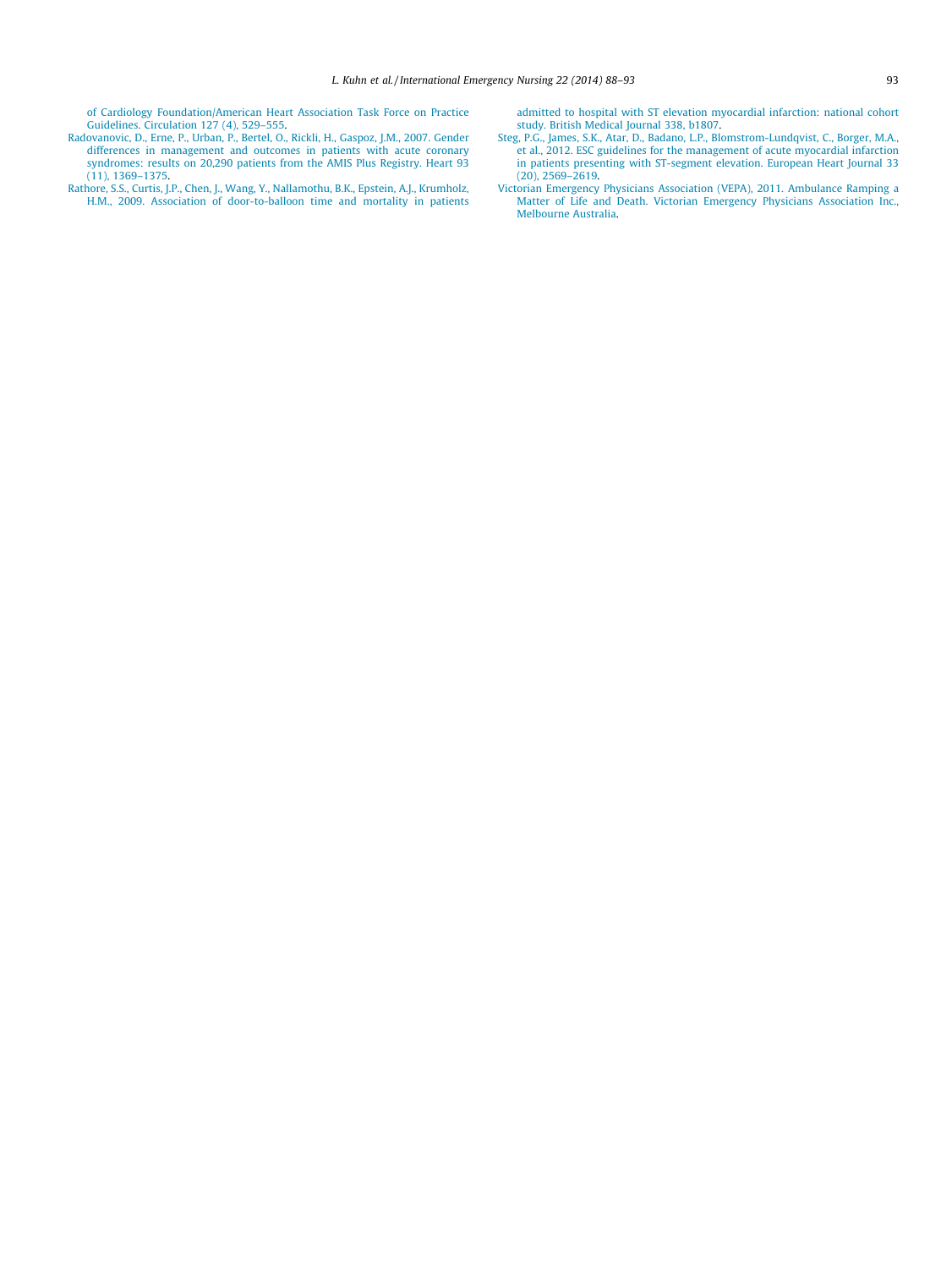of Cardiology Foundation/American Heart Association Task Force on Practice Guidelines. Circulation 127 (4), 529–555.

Radovanovic, D., Erne, P., Urban, P., Bertel, O., Rickli, H., Gaspoz, J.M., 2007. Gender differences in management and outcomes in patients with acute coronary syndromes: results on 20,290 patients from the AMIS Plus Registry. Heart 93 (11), 1369–1375.

Rathore, S.S., Curtis, J.P., Chen, J., Wang, Y., Nallamothu, B.K., Epstein, A.J., Krumholz, H.M., 2009. Association of door-to-balloon time and mortality in patients admitted to hospital with ST elevation myocardial infarction: national cohort study. British Medical Journal 338, b1807.

Steg, P.G., James, S.K., Atar, D., Badano, L.P., Blomstrom-Lundqvist, C., Borger, M.A., et al., 2012. ESC guidelines for the management of acute myocardial infarction in patients presenting with ST-segment elevation. European Heart Journal 33 (20), 2569–2619.

Victorian Emergency Physicians Association (VEPA), 2011. Ambulance Ramping a Matter of Life and Death. Victorian Emergency Physicians Association Inc., Melbourne Australia.